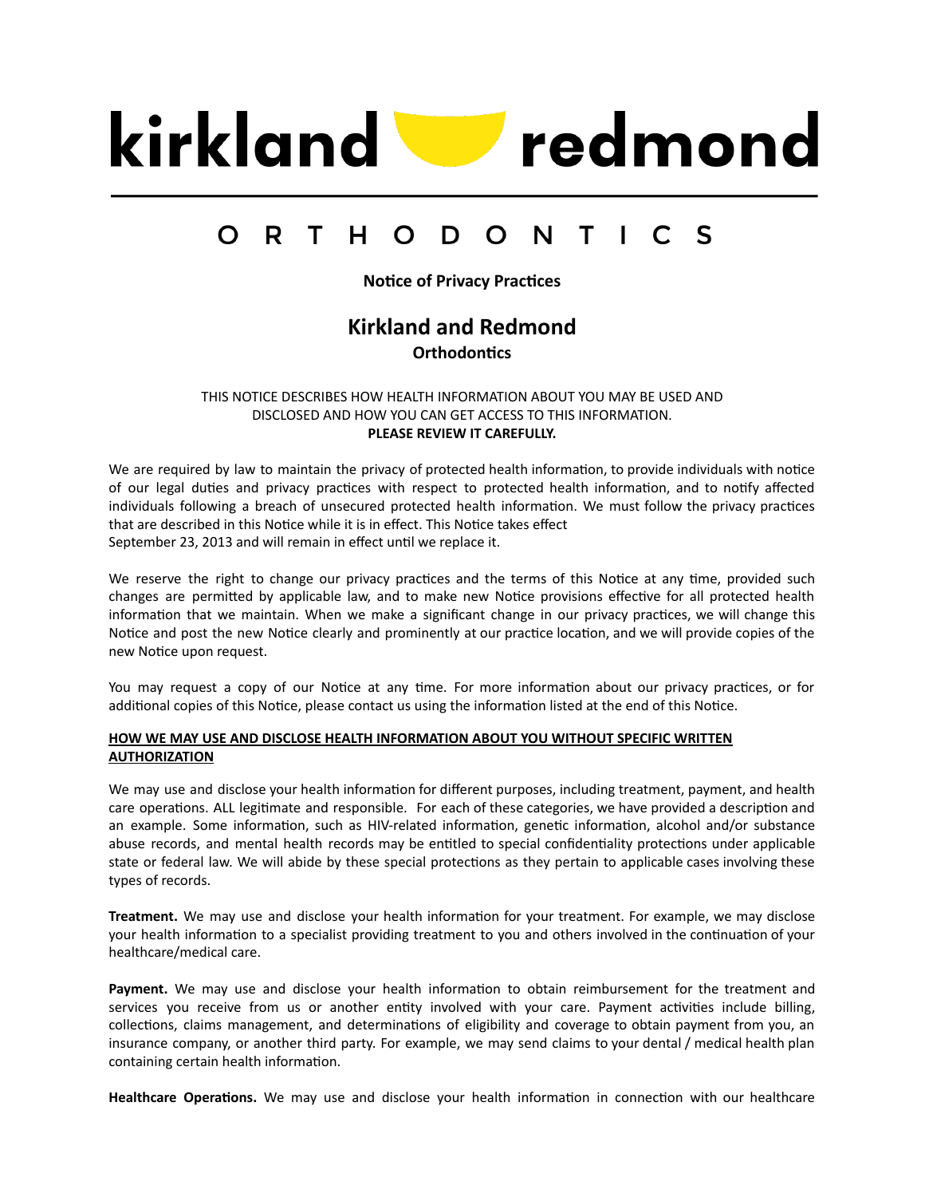# kirkland redmond

## ORTHODONTICS

**Notice of Privacy Practices**

## Kirkland and Redmond

**Orthodontics**

THIS NOTICE DESCRIBES HOW HEALTH INFORMATION ABOUT YOU MAY BE USED AND DISCLOSED AND HOW YOU CAN GET ACCESS TO THIS INFORMATION.
**PLEASE REVIEW IT CAREFULLY.**

We are required by law to maintain the privacy of protected health information, to provide individuals with notice of our legal duties and privacy practices with respect to protected health information, and to notify affected individuals following a breach of unsecured protected health information. We must follow the privacy practices that are described in this Notice while it is in effect. This Notice takes effect September 23, 2013 and will remain in effect until we replace it.

We reserve the right to change our privacy practices and the terms of this Notice at any time, provided such changes are permitted by applicable law, and to make new Notice provisions effective for all protected health information that we maintain. When we make a significant change in our privacy practices, we will change this Notice and post the new Notice clearly and prominently at our practice location, and we will provide copies of the new Notice upon request.

You may request a copy of our Notice at any time. For more information about our privacy practices, or for additional copies of this Notice, please contact us using the information listed at the end of this Notice.

**HOW WE MAY USE AND DISCLOSE HEALTH INFORMATION ABOUT YOU WITHOUT SPECIFIC WRITTEN AUTHORIZATION**

We may use and disclose your health information for different purposes, including treatment, payment, and health care operations. ALL legitimate and responsible. For each of these categories, we have provided a description and an example. Some information, such as HIV-related information, genetic information, alcohol and/or substance abuse records, and mental health records may be entitled to special confidentiality protections under applicable state or federal law. We will abide by these special protections as they pertain to applicable cases involving these types of records.

**Treatment.** We may use and disclose your health information for your treatment. For example, we may disclose your health information to a specialist providing treatment to you and others involved in the continuation of your healthcare/medical care.

**Payment.** We may use and disclose your health information to obtain reimbursement for the treatment and services you receive from us or another entity involved with your care. Payment activities include billing, collections, claims management, and determinations of eligibility and coverage to obtain payment from you, an insurance company, or another third party. For example, we may send claims to your dental / medical health plan containing certain health information.

**Healthcare Operations.** We may use and disclose your health information in connection with our healthcare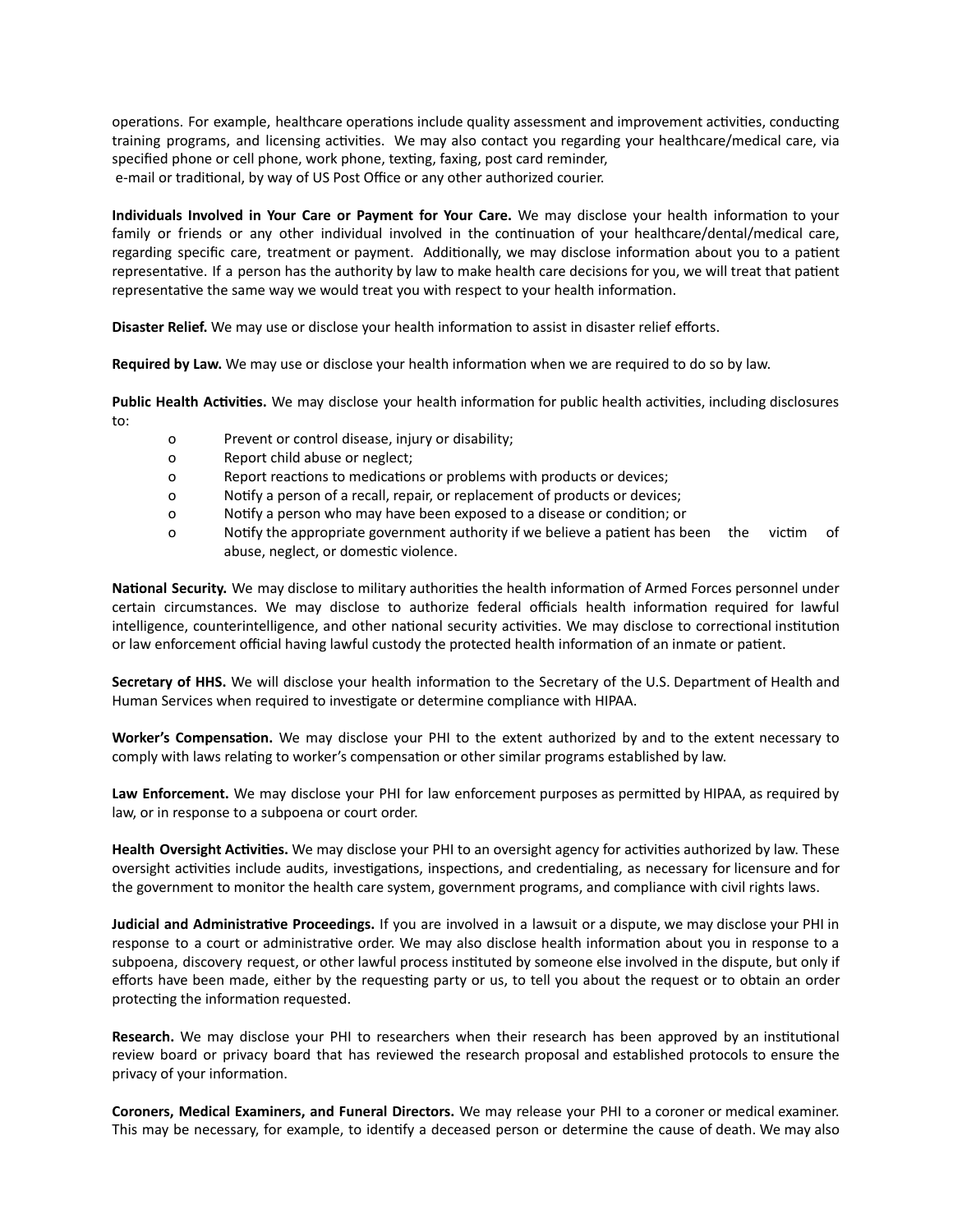operations. For example, healthcare operations include quality assessment and improvement activities, conducting training programs, and licensing activities. We may also contact you regarding your healthcare/medical care, via specified phone or cell phone, work phone, texting, faxing, post card reminder, e-mail or traditional, by way of US Post Office or any other authorized courier.

**Individuals Involved in Your Care or Payment for Your Care.** We may disclose your health information to your family or friends or any other individual involved in the continuation of your healthcare/dental/medical care, regarding specific care, treatment or payment. Additionally, we may disclose information about you to a patient representative. If a person has the authority by law to make health care decisions for you, we will treat that patient representative the same way we would treat you with respect to your health information.

**Disaster Relief.** We may use or disclose your health information to assist in disaster relief efforts.

**Required by Law.** We may use or disclose your health information when we are required to do so by law.

**Public Health Activities.** We may disclose your health information for public health activities, including disclosures to:

- Prevent or control disease, injury or disability;
- Report child abuse or neglect;
- Report reactions to medications or problems with products or devices;
- Notify a person of a recall, repair, or replacement of products or devices;
- Notify a person who may have been exposed to a disease or condition; or
- Notify the appropriate government authority if we believe a patient has been the victim of abuse, neglect, or domestic violence.

**National Security.** We may disclose to military authorities the health information of Armed Forces personnel under certain circumstances. We may disclose to authorize federal officials health information required for lawful intelligence, counterintelligence, and other national security activities. We may disclose to correctional institution or law enforcement official having lawful custody the protected health information of an inmate or patient.

**Secretary of HHS.** We will disclose your health information to the Secretary of the U.S. Department of Health and Human Services when required to investigate or determine compliance with HIPAA.

**Worker's Compensation.** We may disclose your PHI to the extent authorized by and to the extent necessary to comply with laws relating to worker's compensation or other similar programs established by law.

**Law Enforcement.** We may disclose your PHI for law enforcement purposes as permitted by HIPAA, as required by law, or in response to a subpoena or court order.

**Health Oversight Activities.** We may disclose your PHI to an oversight agency for activities authorized by law. These oversight activities include audits, investigations, inspections, and credentialing, as necessary for licensure and for the government to monitor the health care system, government programs, and compliance with civil rights laws.

**Judicial and Administrative Proceedings.** If you are involved in a lawsuit or a dispute, we may disclose your PHI in response to a court or administrative order. We may also disclose health information about you in response to a subpoena, discovery request, or other lawful process instituted by someone else involved in the dispute, but only if efforts have been made, either by the requesting party or us, to tell you about the request or to obtain an order protecting the information requested.

**Research.** We may disclose your PHI to researchers when their research has been approved by an institutional review board or privacy board that has reviewed the research proposal and established protocols to ensure the privacy of your information.

**Coroners, Medical Examiners, and Funeral Directors.** We may release your PHI to a coroner or medical examiner. This may be necessary, for example, to identify a deceased person or determine the cause of death. We may also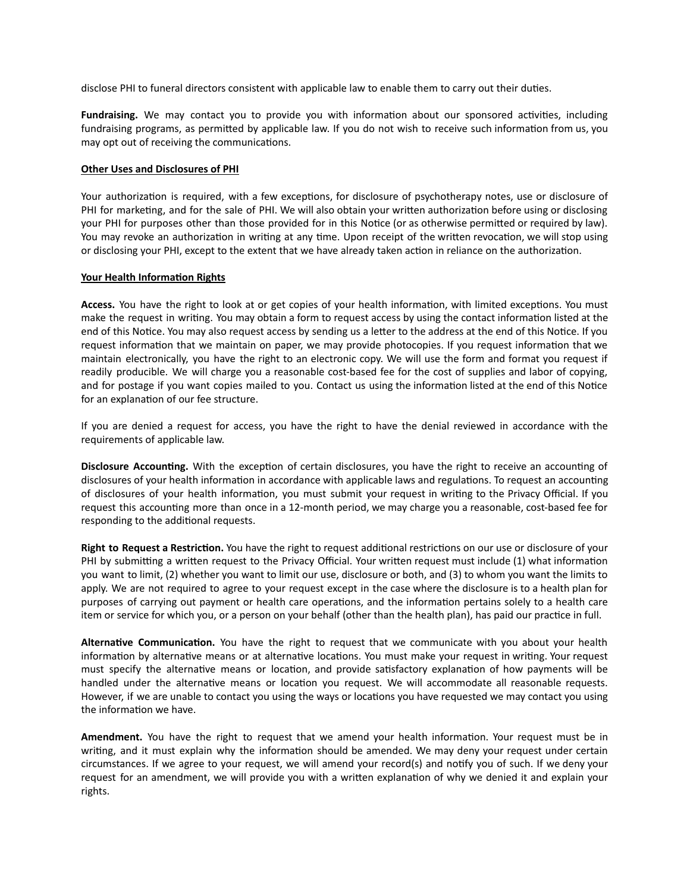disclose PHI to funeral directors consistent with applicable law to enable them to carry out their duties.

**Fundraising.** We may contact you to provide you with information about our sponsored activities, including fundraising programs, as permitted by applicable law. If you do not wish to receive such information from us, you may opt out of receiving the communications.

## Other Uses and Disclosures of PHI

Your authorization is required, with a few exceptions, for disclosure of psychotherapy notes, use or disclosure of PHI for marketing, and for the sale of PHI. We will also obtain your written authorization before using or disclosing your PHI for purposes other than those provided for in this Notice (or as otherwise permitted or required by law). You may revoke an authorization in writing at any time. Upon receipt of the written revocation, we will stop using or disclosing your PHI, except to the extent that we have already taken action in reliance on the authorization.

## Your Health Information Rights

**Access.** You have the right to look at or get copies of your health information, with limited exceptions. You must make the request in writing. You may obtain a form to request access by using the contact information listed at the end of this Notice. You may also request access by sending us a letter to the address at the end of this Notice. If you request information that we maintain on paper, we may provide photocopies. If you request information that we maintain electronically, you have the right to an electronic copy. We will use the form and format you request if readily producible. We will charge you a reasonable cost-based fee for the cost of supplies and labor of copying, and for postage if you want copies mailed to you. Contact us using the information listed at the end of this Notice for an explanation of our fee structure.

If you are denied a request for access, you have the right to have the denial reviewed in accordance with the requirements of applicable law.

**Disclosure Accounting.** With the exception of certain disclosures, you have the right to receive an accounting of disclosures of your health information in accordance with applicable laws and regulations. To request an accounting of disclosures of your health information, you must submit your request in writing to the Privacy Official. If you request this accounting more than once in a 12-month period, we may charge you a reasonable, cost-based fee for responding to the additional requests.

**Right to Request a Restriction.** You have the right to request additional restrictions on our use or disclosure of your PHI by submitting a written request to the Privacy Official. Your written request must include (1) what information you want to limit, (2) whether you want to limit our use, disclosure or both, and (3) to whom you want the limits to apply. We are not required to agree to your request except in the case where the disclosure is to a health plan for purposes of carrying out payment or health care operations, and the information pertains solely to a health care item or service for which you, or a person on your behalf (other than the health plan), has paid our practice in full.

**Alternative Communication.** You have the right to request that we communicate with you about your health information by alternative means or at alternative locations. You must make your request in writing. Your request must specify the alternative means or location, and provide satisfactory explanation of how payments will be handled under the alternative means or location you request. We will accommodate all reasonable requests. However, if we are unable to contact you using the ways or locations you have requested we may contact you using the information we have.

**Amendment.** You have the right to request that we amend your health information. Your request must be in writing, and it must explain why the information should be amended. We may deny your request under certain circumstances. If we agree to your request, we will amend your record(s) and notify you of such. If we deny your request for an amendment, we will provide you with a written explanation of why we denied it and explain your rights.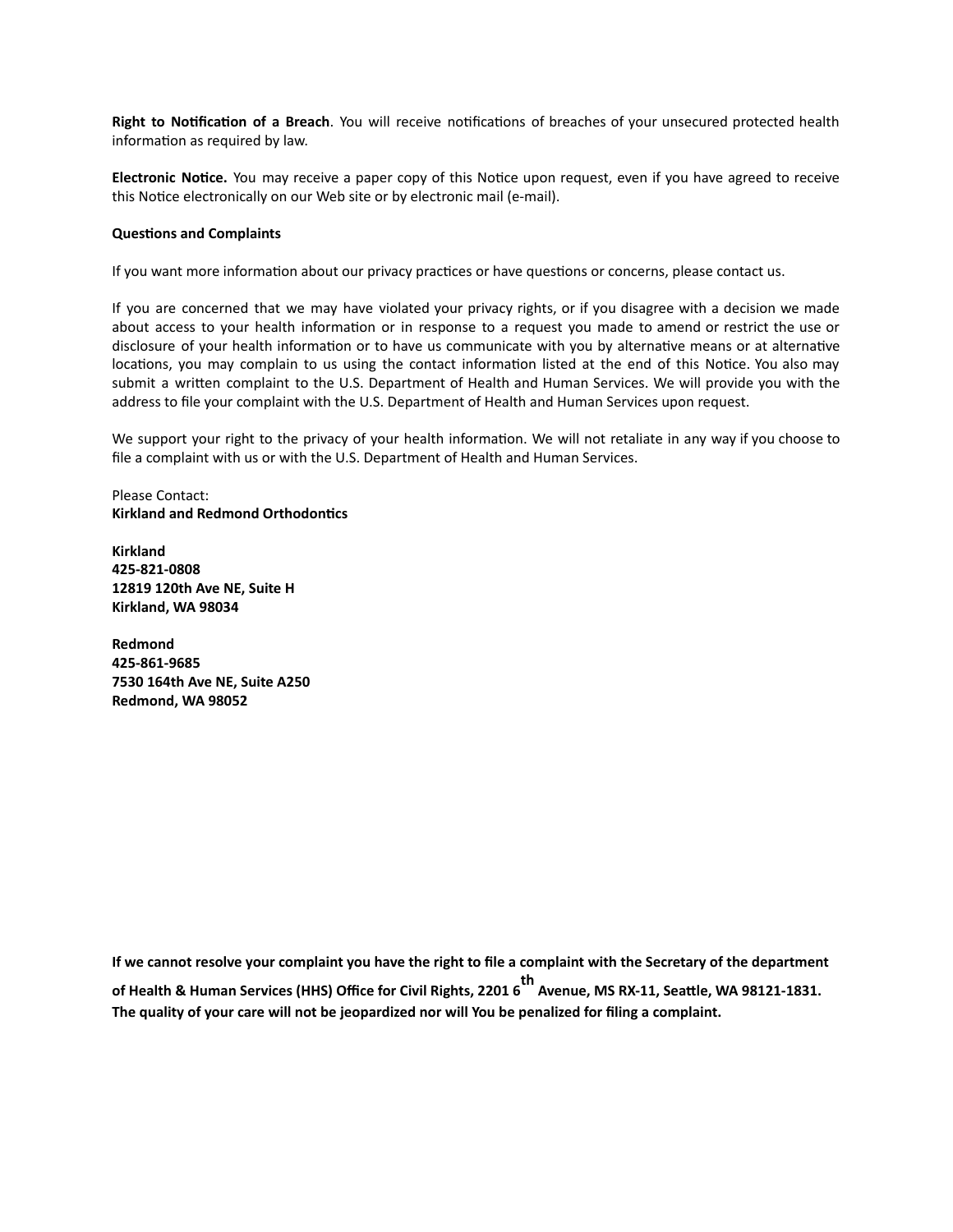**Right to Notification of a Breach**. You will receive notifications of breaches of your unsecured protected health information as required by law.

**Electronic Notice.** You may receive a paper copy of this Notice upon request, even if you have agreed to receive this Notice electronically on our Web site or by electronic mail (e-mail).

**Questions and Complaints**

If you want more information about our privacy practices or have questions or concerns, please contact us.

If you are concerned that we may have violated your privacy rights, or if you disagree with a decision we made about access to your health information or in response to a request you made to amend or restrict the use or disclosure of your health information or to have us communicate with you by alternative means or at alternative locations, you may complain to us using the contact information listed at the end of this Notice. You also may submit a written complaint to the U.S. Department of Health and Human Services. We will provide you with the address to file your complaint with the U.S. Department of Health and Human Services upon request.

We support your right to the privacy of your health information. We will not retaliate in any way if you choose to file a complaint with us or with the U.S. Department of Health and Human Services.

Please Contact:
**Kirkland and Redmond Orthodontics**

**Kirkland**
**425-821-0808**
**12819 120th Ave NE, Suite H**
**Kirkland, WA 98034**

**Redmond**
**425-861-9685**
**7530 164th Ave NE, Suite A250**
**Redmond, WA 98052**

**If we cannot resolve your complaint you have the right to file a complaint with the Secretary of the department of Health & Human Services (HHS) Office for Civil Rights, 2201 6th Avenue, MS RX-11, Seattle, WA 98121-1831. The quality of your care will not be jeopardized nor will You be penalized for filing a complaint.**